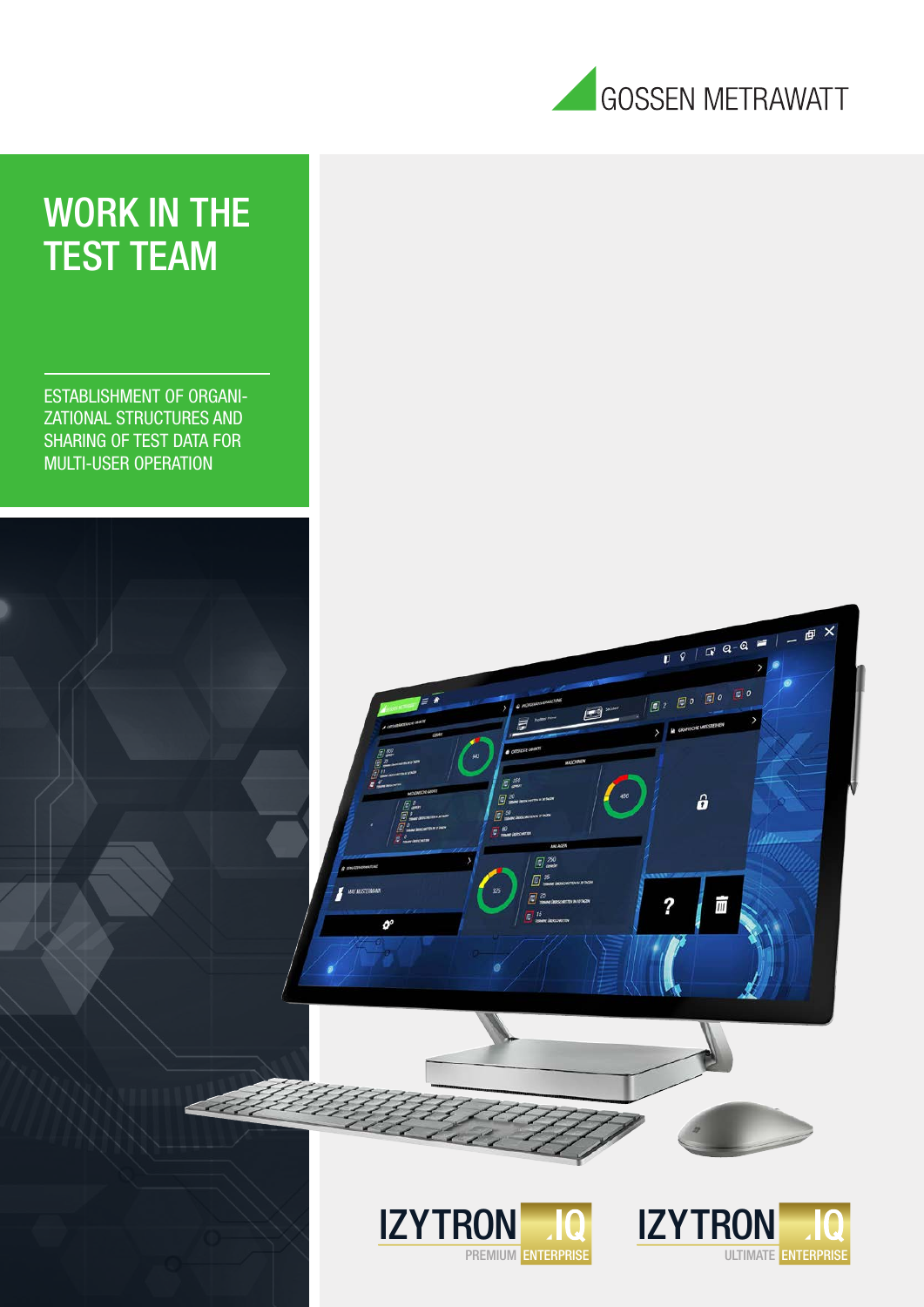GOSSEN METRAWATT

# WORK IN THE TEST TEAM

ESTABLISHMENT OF ORGANIZATIONAL STRUCTURES AND SHARING OF TEST DATA FOR MULTI-USER OPERATION

IZYTRON .IQ PREMIUM ENTERPRISE

IZYTRON .IQ ULTIMATE ENTERPRISE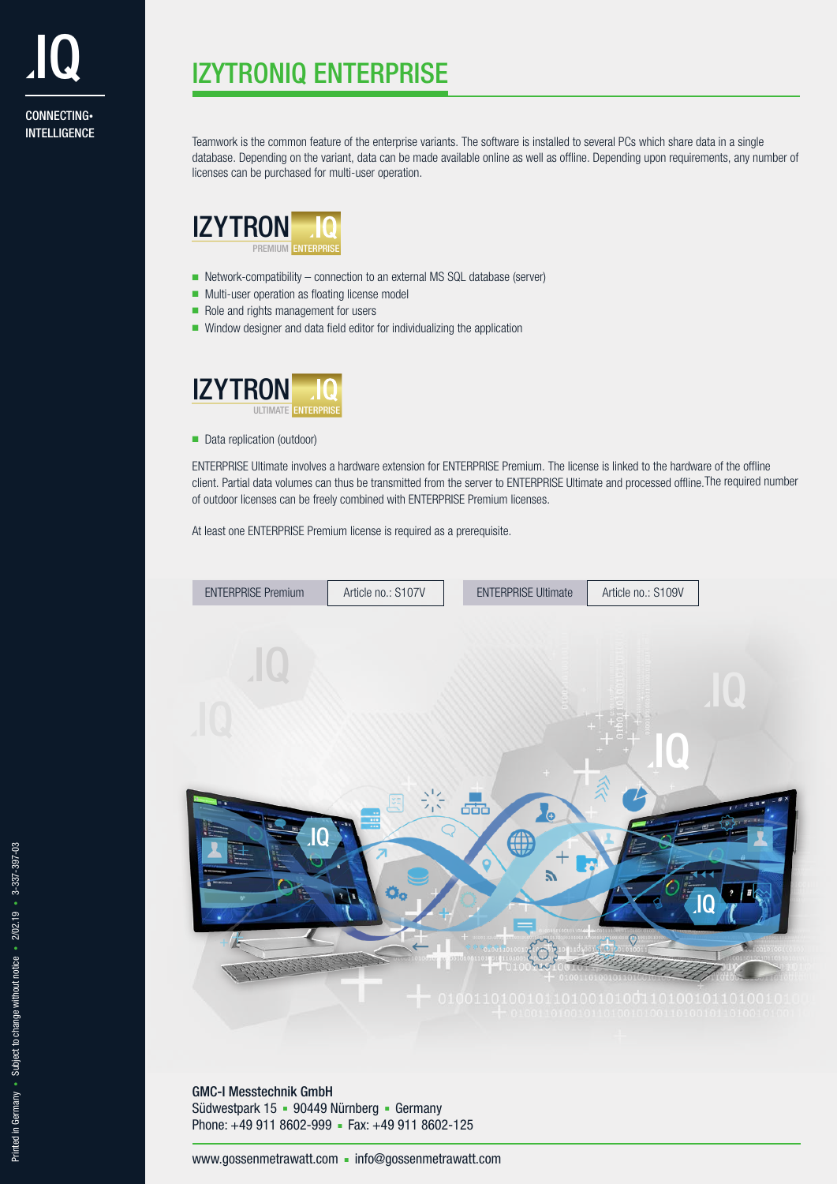.IQ

CONNECTING• INTELLIGENCE

# IZYTRONIQ ENTERPRISE

Teamwork is the common feature of the enterprise variants. The software is installed to several PCs which share data in a single database. Depending on the variant, data can be made available online as well as offline. Depending upon requirements, any number of licenses can be purchased for multi-user operation.

## IZYTRON.IQ PREMIUM ENTERPRISE

- Network-compatibility – connection to an external MS SQL database (server)
- Multi-user operation as floating license model
- Role and rights management for users
- Window designer and data field editor for individualizing the application

## IZYTRON.IQ ULTIMATE ENTERPRISE

- Data replication (outdoor)

ENTERPRISE Ultimate involves a hardware extension for ENTERPRISE Premium. The license is linked to the hardware of the offline client. Partial data volumes can thus be transmitted from the server to ENTERPRISE Ultimate and processed offline. The required number of outdoor licenses can be freely combined with ENTERPRISE Premium licenses.

At least one ENTERPRISE Premium license is required as a prerequisite.

| | | | |
|---|---|---|---|
| ENTERPRISE Premium | Article no.: S107V | ENTERPRISE Ultimate | Article no.: S109V |

GMC-I Messtechnik GmbH
Südwestpark 15 ▪ 90449 Nürnberg ▪ Germany
Phone: +49 911 8602-999 ▪ Fax: +49 911 8602-125

www.gossenmetrawatt.com ▪ info@gossenmetrawatt.com

Printed in Germany • Subject to change without notice • 2/02.19 • 3-337-397-03